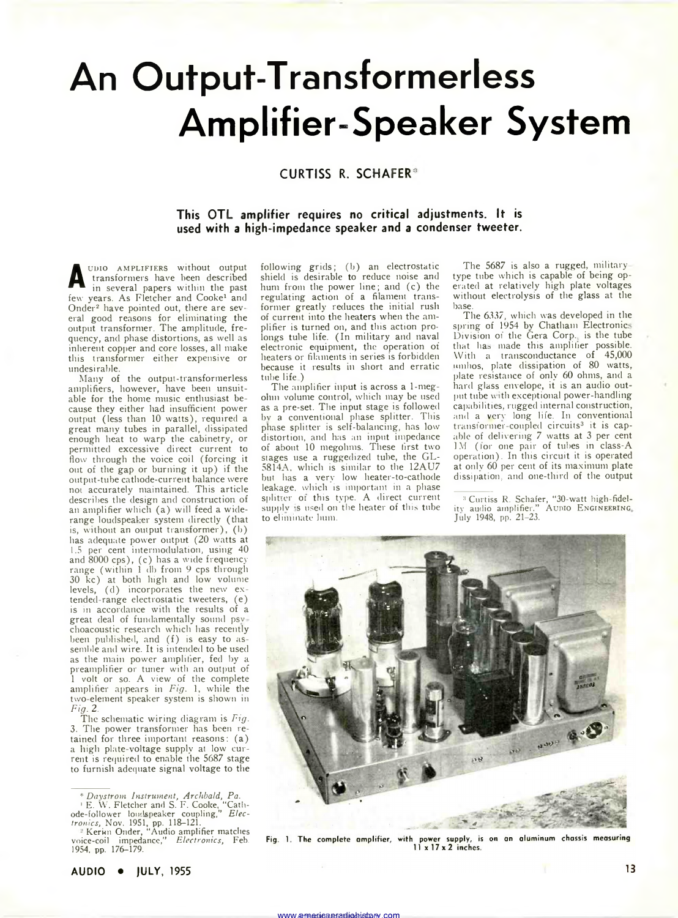# An Output-Transformerless Amplifier-Speaker System

CURTISS R. SCHAFER*

**This OTL amplifier requires no critical adjustments. It is used with a high-impedance speaker and a condenser tweeter.**

Audio amplifiers without output transformers have been described in several papers within the past few years. As Fletcher and Cooke[1] and Onder[2] have pointed out, there are several good reasons for eliminating the output transformer. The amplitude, frequency, and phase distortions, as well as inherent copper and core losses, all make this transformer either expensive or undesirable.

Many of the output-transformerless amplifiers, however, have been unsuitable for the home music enthusiast because they either had insufficient power output (less than 10 watts), required a great many tubes in parallel, dissipated enough heat to warp the cabinetry, or permitted excessive direct current to flow through the voice coil (forcing it out of the gap or burning it up) if the output-tube cathode-current balance were not accurately maintained. This article describes the design and construction of an amplifier which (a) will feed a wide-range loudspeaker system directly (that is, without an output transformer), (b) has adequate power output (20 watts at 1.5 per cent intermodulation, using 40 and 8000 cps), (c) has a wide frequency range (within 1 db from 9 cps through 30 kc) at both high and low volume levels, (d) incorporates the new extended-range electrostatic tweeters, (e) is in accordance with the results of a great deal of fundamentally sound psychoacoustic research which has recently been published, and (f) is easy to assemble and wire. It is intended to be used as the main power amplifier, fed by a preamplifier or tuner with an output of 1 volt or so. A view of the complete amplifier appears in *Fig.* 1, while the two-element speaker system is shown in *Fig.* 2.

The schematic wiring diagram is *Fig.* 3. The power transformer has been retained for three important reasons: (a) a high plate-voltage supply at low current is required to enable the 5687 stage to furnish adequate signal voltage to the following grids; (b) an electrostatic shield is desirable to reduce noise and hum from the power line; and (c) the regulating action of a filament transformer greatly reduces the initial rush of current into the heaters when the amplifier is turned on, and this action prolongs tube life. (In military and naval electronic equipment, the operation of heaters or filaments in series is forbidden because it results in short and erratic tube life.)

The amplifier input is across a 1-megohm volume control, which may be used as a pre-set. The input stage is followed by a conventional phase splitter. This phase splitter is self-balancing, has low distortion, and has an input impedance of about 10 megohms. These first two stages use a ruggedized tube, the GL-5814A, which is similar to the 12AU7 but has a very low heater-to-cathode leakage, which is important in a phase splitter of this type. A direct current supply is used on the heater of this tube to eliminate hum.

The 5687 is also a rugged, military-type tube which is capable of being operated at relatively high plate voltages without electrolysis of the glass at the base.

The 6337, which was developed in the spring of 1954 by Chatham Electronics Division of the Gera Corp., is the tube that has made this amplifier possible. With a transconductance of 45,000 umhos, plate dissipation of 80 watts, plate resistance of only 60 ohms, and a hard glass envelope, it is an audio output tube with exceptional power-handling capabilities, rugged internal construction, and a very long life. In conventional transformer-coupled circuits[3] it is capable of delivering 7 watts at 3 per cent IM (for one pair of tubes in class-A operation). In this circuit it is operated at only 60 per cent of its maximum plate dissipation, and one-third of the output

Fig. 1. The complete amplifier, with power supply, is on an aluminum chassis measuring 11 x 17 x 2 inches.

---

\* *Daystrom Instrument, Archbald, Pa.*

[1] E. W. Fletcher and S. F. Cooke, "Cathode-follower loudspeaker coupling," *Electronics*, Nov. 1951, pp. 118–121.

[2] Kerim Onder, "Audio amplifier matches voice-coil impedance," *Electronics*, Feb. 1954, pp. 176–179.

[3] Curtiss R. Schafer, "30-watt high-fidelity audio amplifier," AUDIO ENGINEERING, July 1948, pp. 21–23.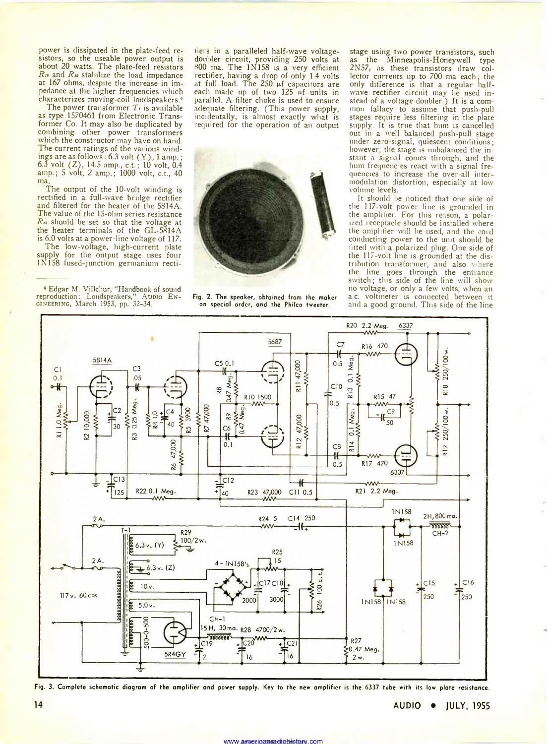power is dissipated in the plate-feed resistors, so the useable power output is about 20 watts. The plate-feed resistors $R_{18}$ and $R_{19}$ stabilize the load impedance at 167 ohms, despite the increase in impedance at the higher frequencies which characterizes moving-coil loudspeakers.[4]

The power transformer $T_1$ is available as type 1570461 from Electronic Transformer Co. It may also be duplicated by combining other power transformers which the constructor may have on hand. The current ratings of the various windings are as follows: 6.3 volt (Y), 1 amp.; 6.3 volt (Z), 14.5 amp., c.t.; 10 volt, 0.4 amp.; 5 volt, 2 amp.; 1000 volt, c.t., 40 ma.

The output of the 10-volt winding is rectified in a full-wave bridge rectifier and filtered for the heater of the 5814A. The value of the 15-ohm series resistance $R_{25}$ should be set so that the voltage at the heater terminals of the GL-5814A is 6.0 volts at a power-line voltage of 117.

The low-voltage, high-current plate supply for the output stage uses four 1N158 fused-junction germanium rectifiers in a paralleled half-wave voltage-doubler circuit, providing 250 volts at 800 ma. The 1N158 is a very efficient rectifier, having a drop of only 1.4 volts at full load. The 250 µf capacitors are each made up of two 125 µf units in parallel. A filter choke is used to ensure adequate filtering. (This power supply, incidentally, is almost exactly what is required for the operation of an output stage using two power transistors, such as the Minneapolis-Honeywell type 2N57, as these transistors draw collector currents up to 700 ma each; the only difference is that a regular half-wave rectifier circuit may be used instead of a voltage doubler.) It is a common fallacy to assume that push-pull stages require less filtering in the plate supply. It is true that hum is cancelled out in a well balanced push-pull stage under zero-signal, quiescent conditions; however, the stage is unbalanced the instant a signal comes through, and the hum frequencies react with a signal frequencies to increase the over-all intermodulation distortion, especially at low volume levels.

It should be noticed that one side of the 117-volt power line is grounded in the amplifier. For this reason, a polarized receptacle should be installed where the amplifier will be used, and the cord conducting power to the unit should be fitted with a polarized plug. One side of the 117-volt line is grounded at the distribution transformer, and also where the line goes through the entrance switch; this side of the line will show no voltage, or only a few volts, when an a.c. voltmeter is connected between it and a good ground. This side of the line

[4] Edgar M. Villchur, "Handbook of sound reproduction; Loudspeakers," AUDIO ENGINEERING, March 1953, pp. 32–34.

Fig. 2. The speaker, obtained from the maker on special order, and the Philco tweeter.

Fig. 3. Complete schematic diagram of the amplifier and power supply. Key to the new amplifier is the 6337 tube with its low plate resistance.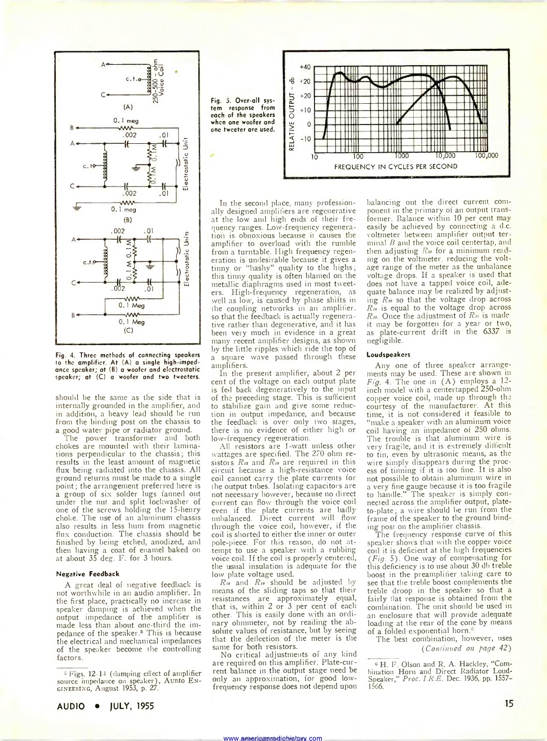Fig. 4. Three methods of connecting speakers to the amplifier. At (A) a single high-impedance speaker; at (B) a woofer and electrostatic speaker; at (C) a woofer and two tweeters.

Fig. 5. Over-all system response from each of the speakers when one woofer and one tweeter are used.

should be the same as the side that is internally grounded in the amplifier, and in addition, a heavy lead should be run from the binding post on the chassis to a good water pipe or radiator ground.

The power transformer and both chokes are mounted with their laminations perpendicular to the chassis; this results in the least amount of magnetic flux being radiated into the chassis. All ground returns must be made to a single point; the arrangement preferred here is a group of six solder lugs fanned out under the nut and split lockwasher of one of the screws holding the 15-henry choke. The use of an aluminum chassis also results in less hum from magnetic flux conduction. The chassis should be finished by being etched, anodized, and then having a coat of enamel baked on at about 35 deg. F. for 3 hours.

### Negative Feedback

A great deal of negative feedback is not worthwhile in an audio amplifier. In the first place, practically no increase in speaker damping is achieved when the output impedance of the amplifier is made less than about one-third the impedance of the speaker.[5] This is because the electrical and mechanical impedances of the speaker become the controlling factors.

In the second place, many professionally designed amplifiers are regenerative at the low and high ends of their frequency ranges. Low-frequency regeneration is obnoxious because it causes the amplifier to overload with the rumble from a turntable. High frequency regeneration is undesirable because it gives a tinny or "hashy" quality to the highs; this tinny quality is often blamed on the metallic diaphragms used in most tweeters. High-frequency regeneration, as well as low, is caused by phase shifts in the coupling networks in an amplifier, so that the feedback is actually regenerative rather than degenerative, and it has been very much in evidence in a great many recent amplifier designs, as shown by the little ripples which ride the top of a square wave passed through these amplifiers.

In the present amplifier, about 2 per cent of the voltage on each output plate is fed back degeneratively to the input of the preceding stage. This is sufficient to stabilize gain and give some reduction in output impedance, and because the feedback is over only two stages, there is no evidence of either high or low-frequency regeneration.

All resistors are 1-watt unless other wattages are specified. The 270 ohm resistors $R_{18}$ and $R_{19}$ are required in this circuit because a high-resistance voice coil cannot carry the plate currents for the output tubes. Isolating capacitors are not necessary however, because no direct current can flow through the voice coil even if the plate currents are badly unbalanced. Direct current will flow through the voice coil, however, if the coil is shorted to either the inner or outer pole-piece. For this reason, do not attempt to use a speaker with a rubbing voice coil. If the coil is properly centered, the usual insulation is adequate for the low plate voltage used.

$R_{18}$ and $R_{19}$ should be adjusted by means of the sliding taps so that their resistances are approximately equal, that is, within 2 or 3 per cent of each other. This is easily done with an ordinary ohmmeter, not by reading the absolute values of resistance, but by seeing that the deflection of the meter is the same for both resistors.

No critical adjustments of any kind are required on this amplifier. Plate-current balance in the output stage need be only an approximation, for good low-frequency response does not depend upon balancing out the direct current component in the primary of an output transformer. Balance within 10 per cent may easily be achieved by connecting a d.c. voltmeter between amplifier output terminal *B* and the voice coil centertap, and then adjusting $R_{20}$ for a minimum reading on the voltmeter, reducing the voltage range of the meter as the unbalance voltage drops. If a speaker is used that does not have a tapped voice coil, adequate balance may be realized by adjusting $R_{20}$ so that the voltage drop across $R_{18}$ is equal to the voltage drop across $R_{19}$. Once the adjustment of $R_{20}$ is made it may be forgotten for a year or two, as plate-current drift in the 6337 is negligible.

### Loudspeakers

Any one of three speaker arrangements may be used. These are shown in *Fig.* 4. The one in (A) employs a 12-inch model with a centertapped 250-ohm copper voice coil, made up through the courtesy of the manufacturer. At this time, it is not considered it feasible to "make a speaker with an aluminum voice coil having an impedance of 250 ohms. The trouble is that aluminum wire is very fragile, and it is extremely difficult to tin, even by ultrasonic means, as the wire simply disappears during the process of tinning if it is too fine. It is also not possible to obtain aluminum wire in a very fine gauge because it is too fragile to handle." The speaker is simply connected across the amplifier output, plate-to-plate; a wire should be run from the frame of the speaker to the ground binding post on the amplifier chassis.

The frequency response curve of this speaker shows that with the copper voice coil it is deficient at the high frequencies (*Fig.* 5). One way of compensating for this deficiency is to use about 30 db treble boost in the preamplifier taking care to see that the treble boost complements the treble droop in the speaker so that a fairly flat response is obtained from the combination. The unit should be used in an enclosure that will provide adequate loading at the rear of the cone by means of a folded exponential horn.[6]

The best combination, however, uses

*(Continued on page 42)*

[5] Figs. 12-14 (damping effect of amplifier source impedance on speaker), AUDIO ENGINEERING, August 1953, p. 27.

[6] H. F. Olson and R. A. Hackley, "Combination Horn and Direct Radiator Loud-Speaker," *Proc. I.R.E.* Dec. 1936, pp. 1557-1566.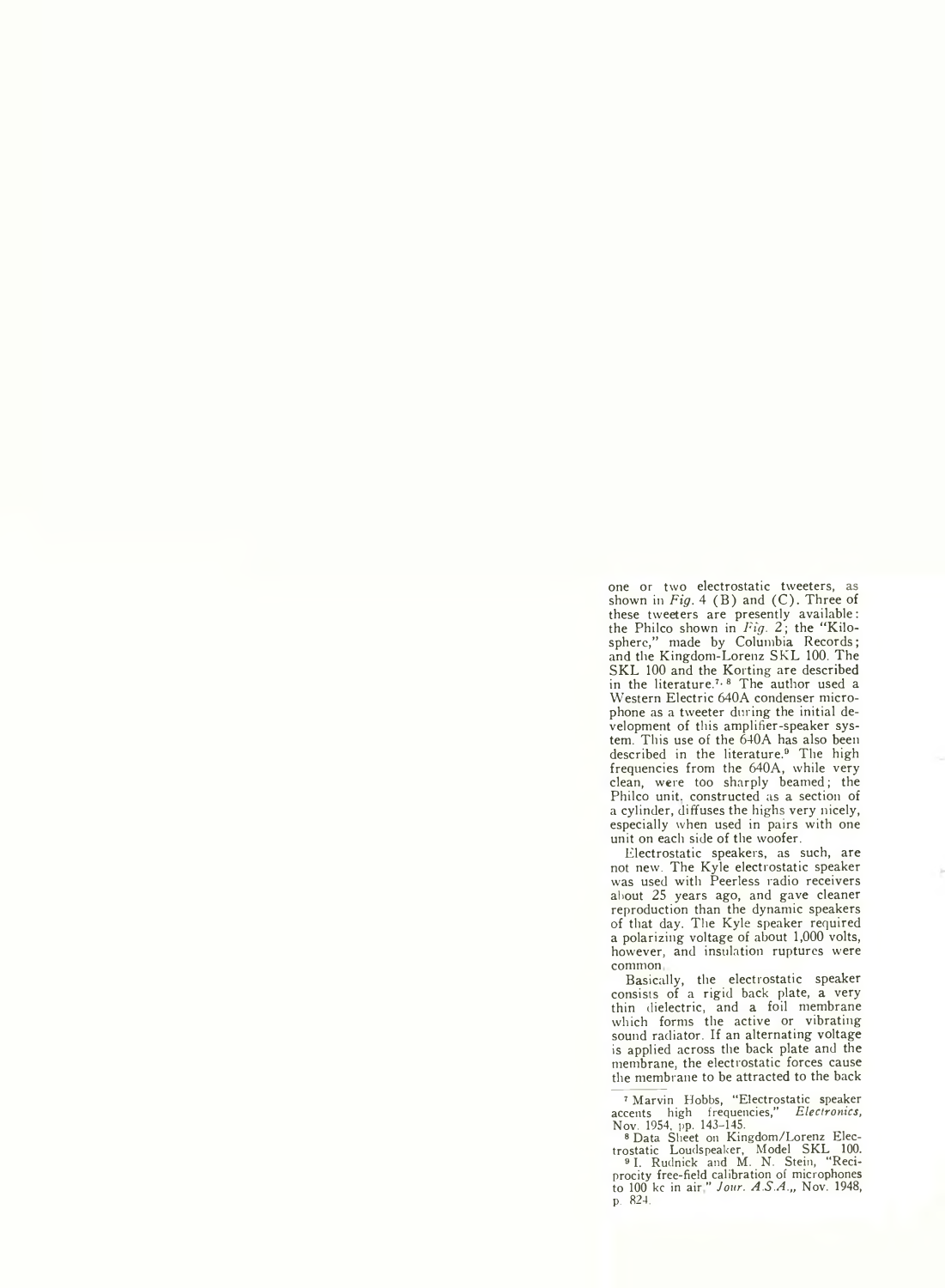one or two electrostatic tweeters, as shown in *Fig.* 4 (B) and (C). Three of these tweeters are presently available: the Philco shown in *Fig.* 2; the "Kilosphere," made by Columbia Records; and the Kingdom-Lorenz SKL 100. The SKL 100 and the Korting are described in the literature.[7,8] The author used a Western Electric 640A condenser microphone as a tweeter during the initial development of this amplifier-speaker system. This use of the 640A has also been described in the literature.[9] The high frequencies from the 640A, while very clean, were too sharply beamed; the Philco unit, constructed as a section of a cylinder, diffuses the highs very nicely, especially when used in pairs with one unit on each side of the woofer.

Electrostatic speakers, as such, are not new. The Kyle electrostatic speaker was used with Peerless radio receivers about 25 years ago, and gave cleaner reproduction than the dynamic speakers of that day. The Kyle speaker required a polarizing voltage of about 1,000 volts, however, and insulation ruptures were common.

Basically, the electrostatic speaker consists of a rigid back plate, a very thin dielectric, and a foil membrane which forms the active or vibrating sound radiator. If an alternating voltage is applied across the back plate and the membrane, the electrostatic forces cause the membrane to be attracted to the back

---

[7] Marvin Hobbs, "Electrostatic speaker accents high frequencies," *Electronics*, Nov. 1954, pp. 143–145.

[8] Data Sheet on Kingdom/Lorenz Electrostatic Loudspeaker, Model SKL 100.

[9] I. Rudnick and M. N. Stein, "Reciprocity free-field calibration of microphones to 100 kc in air," *Jour. A.S.A.*, Nov. 1948, p. 824.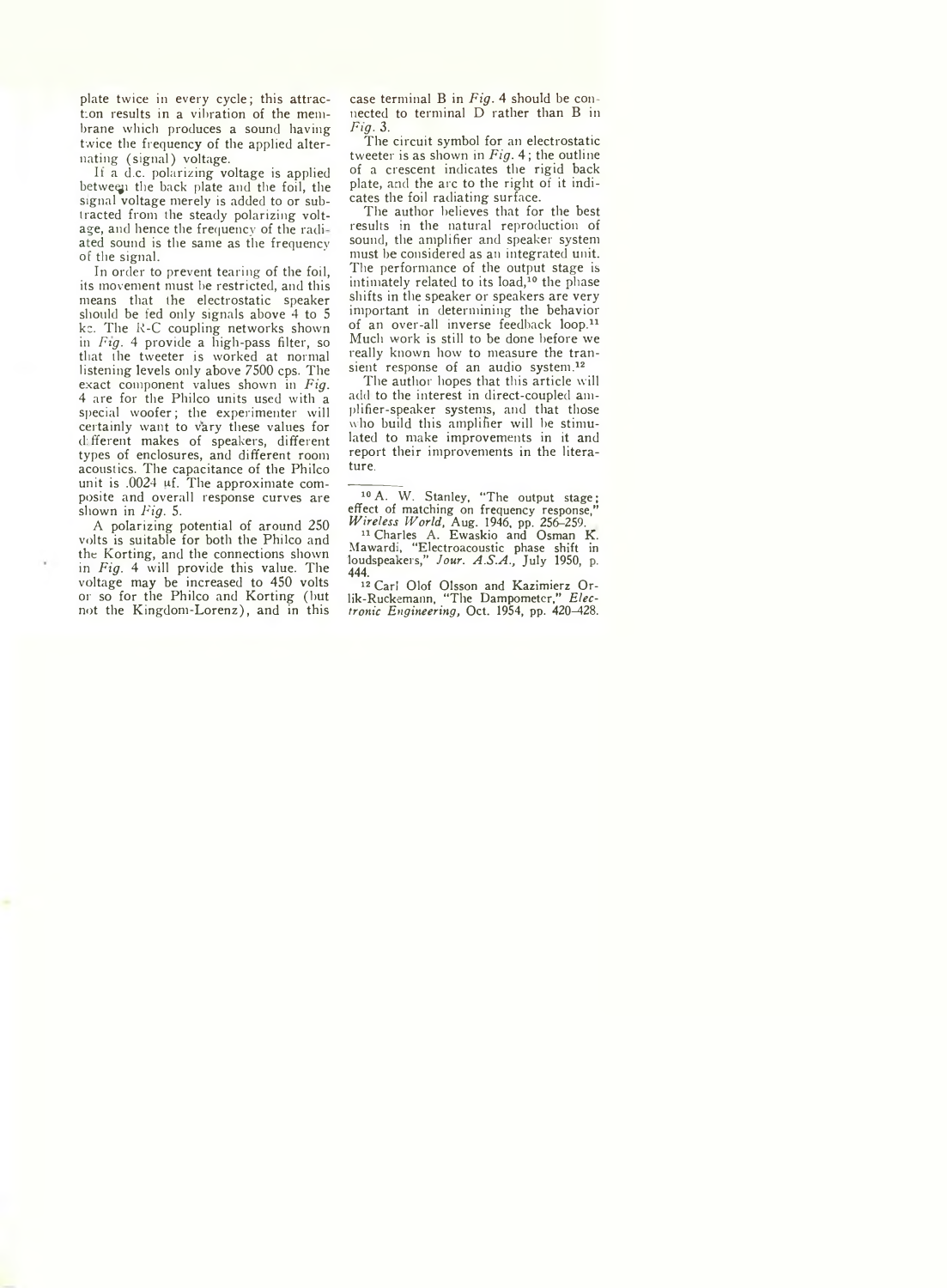plate twice in every cycle; this attraction results in a vibration of the membrane which produces a sound having twice the frequency of the applied alternating (signal) voltage.

If a d.c. polarizing voltage is applied between the back plate and the foil, the signal voltage merely is added to or subtracted from the steady polarizing voltage, and hence the frequency of the radiated sound is the same as the frequency of the signal.

In order to prevent tearing of the foil, its movement must be restricted, and this means that the electrostatic speaker should be fed only signals above 4 to 5 kc. The R-C coupling networks shown in *Fig.* 4 provide a high-pass filter, so that the tweeter is worked at normal listening levels only above 7500 cps. The exact component values shown in *Fig.* 4 are for the Philco units used with a special woofer; the experimenter will certainly want to vary these values for different makes of speakers, different types of enclosures, and different room acoustics. The capacitance of the Philco unit is .0024 μf. The approximate composite and overall response curves are shown in *Fig.* 5.

A polarizing potential of around 250 volts is suitable for both the Philco and the Korting, and the connections shown in *Fig.* 4 will provide this value. The voltage may be increased to 450 volts or so for the Philco and Korting (but not the Kingdom-Lorenz), and in this case terminal B in *Fig.* 4 should be connected to terminal D rather than B in *Fig.* 3.

The circuit symbol for an electrostatic tweeter is as shown in *Fig.* 4; the outline of a crescent indicates the rigid back plate, and the arc to the right of it indicates the foil radiating surface.

The author believes that for the best results in the natural reproduction of sound, the amplifier and speaker system must be considered as an integrated unit. The performance of the output stage is intimately related to its load,[10] the phase shifts in the speaker or speakers are very important in determining the behavior of an over-all inverse feedback loop.[11] Much work is still to be done before we really known how to measure the transient response of an audio system.[12]

The author hopes that this article will add to the interest in direct-coupled amplifier-speaker systems, and that those who build this amplifier will be stimulated to make improvements in it and report their improvements in the literature.

---

[10] A. W. Stanley, "The output stage; effect of matching on frequency response," *Wireless World*, Aug. 1946, pp. 256–259.

[11] Charles A. Ewaskio and Osman K. Mawardi, "Electroacoustic phase shift in loudspeakers," *Jour. A.S.A.*, July 1950, p. 444.

[12] Carl Olof Olsson and Kazimierz Orlik-Ruckemann, "The Dampometer," *Electronic Engineering*, Oct. 1954, pp. 420–428.